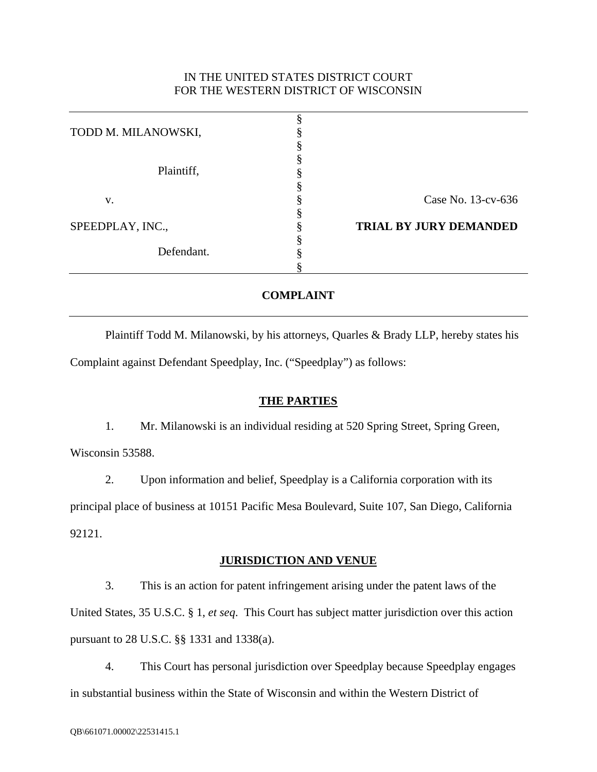IN THE UNITED STATES DISTRICT COURT
FOR THE WESTERN DISTRICT OF WISCONSIN

| | | |
|---|---|---|
| TODD M. MILANOWSKI, | § | |
| Plaintiff, | § | |
| v. | § | Case No. 13-cv-636 |
| SPEEDPLAY, INC., | § | **TRIAL BY JURY DEMANDED** |
| Defendant. | § | |

**COMPLAINT**

Plaintiff Todd M. Milanowski, by his attorneys, Quarles & Brady LLP, hereby states his Complaint against Defendant Speedplay, Inc. ("Speedplay") as follows:

**THE PARTIES**

1. Mr. Milanowski is an individual residing at 520 Spring Street, Spring Green, Wisconsin 53588.

2. Upon information and belief, Speedplay is a California corporation with its principal place of business at 10151 Pacific Mesa Boulevard, Suite 107, San Diego, California 92121.

**JURISDICTION AND VENUE**

3. This is an action for patent infringement arising under the patent laws of the United States, 35 U.S.C. § 1, *et seq*. This Court has subject matter jurisdiction over this action pursuant to 28 U.S.C. §§ 1331 and 1338(a).

4. This Court has personal jurisdiction over Speedplay because Speedplay engages in substantial business within the State of Wisconsin and within the Western District of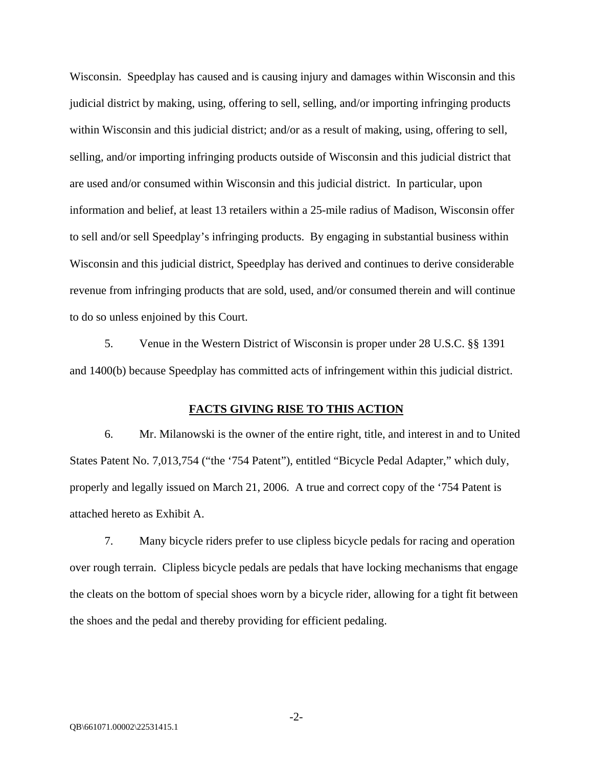Wisconsin. Speedplay has caused and is causing injury and damages within Wisconsin and this judicial district by making, using, offering to sell, selling, and/or importing infringing products within Wisconsin and this judicial district; and/or as a result of making, using, offering to sell, selling, and/or importing infringing products outside of Wisconsin and this judicial district that are used and/or consumed within Wisconsin and this judicial district. In particular, upon information and belief, at least 13 retailers within a 25-mile radius of Madison, Wisconsin offer to sell and/or sell Speedplay's infringing products. By engaging in substantial business within Wisconsin and this judicial district, Speedplay has derived and continues to derive considerable revenue from infringing products that are sold, used, and/or consumed therein and will continue to do so unless enjoined by this Court.

5. Venue in the Western District of Wisconsin is proper under 28 U.S.C. §§ 1391 and 1400(b) because Speedplay has committed acts of infringement within this judicial district.

## **FACTS GIVING RISE TO THIS ACTION**

6. Mr. Milanowski is the owner of the entire right, title, and interest in and to United States Patent No. 7,013,754 ("the '754 Patent"), entitled "Bicycle Pedal Adapter," which duly, properly and legally issued on March 21, 2006. A true and correct copy of the '754 Patent is attached hereto as Exhibit A.

7. Many bicycle riders prefer to use clipless bicycle pedals for racing and operation over rough terrain. Clipless bicycle pedals are pedals that have locking mechanisms that engage the cleats on the bottom of special shoes worn by a bicycle rider, allowing for a tight fit between the shoes and the pedal and thereby providing for efficient pedaling.

QB\661071.00002\22531415.1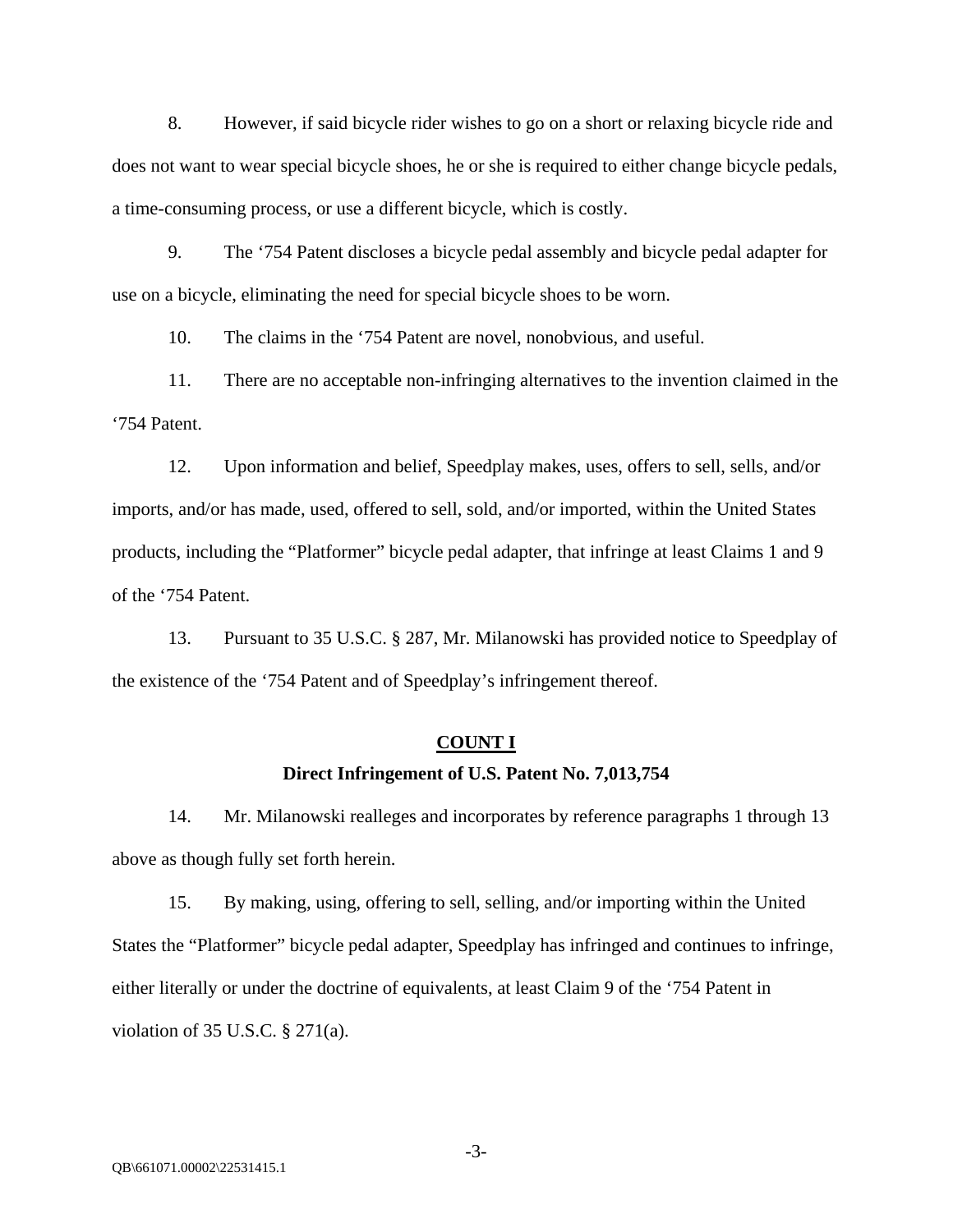8. However, if said bicycle rider wishes to go on a short or relaxing bicycle ride and does not want to wear special bicycle shoes, he or she is required to either change bicycle pedals, a time-consuming process, or use a different bicycle, which is costly.

9. The '754 Patent discloses a bicycle pedal assembly and bicycle pedal adapter for use on a bicycle, eliminating the need for special bicycle shoes to be worn.

10. The claims in the '754 Patent are novel, nonobvious, and useful.

11. There are no acceptable non-infringing alternatives to the invention claimed in the '754 Patent.

12. Upon information and belief, Speedplay makes, uses, offers to sell, sells, and/or imports, and/or has made, used, offered to sell, sold, and/or imported, within the United States products, including the "Platformer" bicycle pedal adapter, that infringe at least Claims 1 and 9 of the '754 Patent.

13. Pursuant to 35 U.S.C. § 287, Mr. Milanowski has provided notice to Speedplay of the existence of the '754 Patent and of Speedplay's infringement thereof.

**COUNT I**

**Direct Infringement of U.S. Patent No. 7,013,754**

14. Mr. Milanowski realleges and incorporates by reference paragraphs 1 through 13 above as though fully set forth herein.

15. By making, using, offering to sell, selling, and/or importing within the United States the "Platformer" bicycle pedal adapter, Speedplay has infringed and continues to infringe, either literally or under the doctrine of equivalents, at least Claim 9 of the '754 Patent in violation of 35 U.S.C. § 271(a).

QB\661071.00002\22531415.1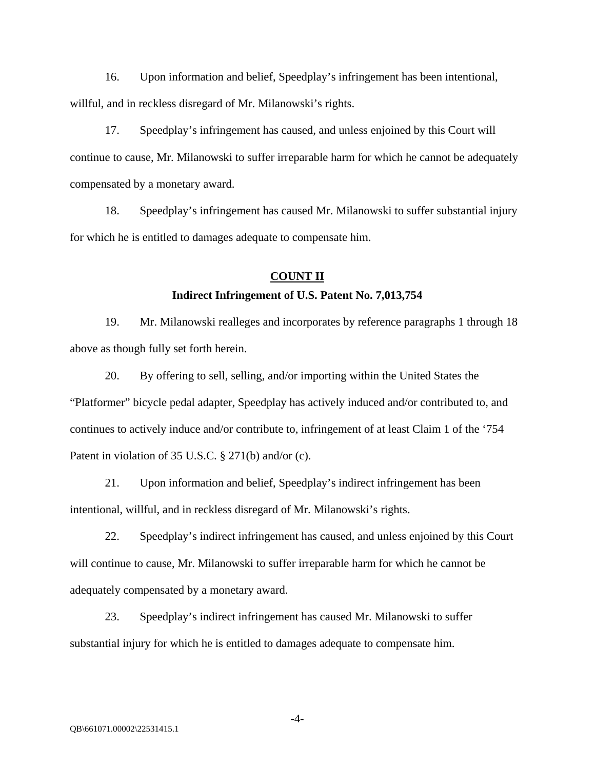16. Upon information and belief, Speedplay's infringement has been intentional, willful, and in reckless disregard of Mr. Milanowski's rights.

17. Speedplay's infringement has caused, and unless enjoined by this Court will continue to cause, Mr. Milanowski to suffer irreparable harm for which he cannot be adequately compensated by a monetary award.

18. Speedplay's infringement has caused Mr. Milanowski to suffer substantial injury for which he is entitled to damages adequate to compensate him.

**COUNT II**

**Indirect Infringement of U.S. Patent No. 7,013,754**

19. Mr. Milanowski realleges and incorporates by reference paragraphs 1 through 18 above as though fully set forth herein.

20. By offering to sell, selling, and/or importing within the United States the "Platformer" bicycle pedal adapter, Speedplay has actively induced and/or contributed to, and continues to actively induce and/or contribute to, infringement of at least Claim 1 of the '754 Patent in violation of 35 U.S.C. § 271(b) and/or (c).

21. Upon information and belief, Speedplay's indirect infringement has been intentional, willful, and in reckless disregard of Mr. Milanowski's rights.

22. Speedplay's indirect infringement has caused, and unless enjoined by this Court will continue to cause, Mr. Milanowski to suffer irreparable harm for which he cannot be adequately compensated by a monetary award.

23. Speedplay's indirect infringement has caused Mr. Milanowski to suffer substantial injury for which he is entitled to damages adequate to compensate him.

QB\661071.00002\22531415.1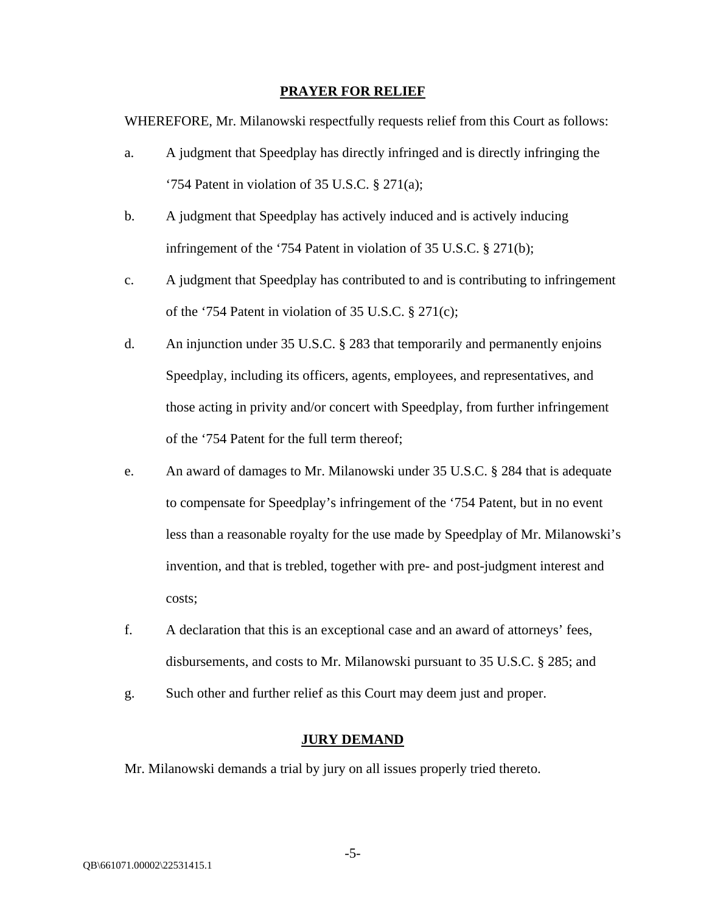## PRAYER FOR RELIEF

WHEREFORE, Mr. Milanowski respectfully requests relief from this Court as follows:

a. A judgment that Speedplay has directly infringed and is directly infringing the '754 Patent in violation of 35 U.S.C. § 271(a);

b. A judgment that Speedplay has actively induced and is actively inducing infringement of the '754 Patent in violation of 35 U.S.C. § 271(b);

c. A judgment that Speedplay has contributed to and is contributing to infringement of the '754 Patent in violation of 35 U.S.C. § 271(c);

d. An injunction under 35 U.S.C. § 283 that temporarily and permanently enjoins Speedplay, including its officers, agents, employees, and representatives, and those acting in privity and/or concert with Speedplay, from further infringement of the '754 Patent for the full term thereof;

e. An award of damages to Mr. Milanowski under 35 U.S.C. § 284 that is adequate to compensate for Speedplay's infringement of the '754 Patent, but in no event less than a reasonable royalty for the use made by Speedplay of Mr. Milanowski's invention, and that is trebled, together with pre- and post-judgment interest and costs;

f. A declaration that this is an exceptional case and an award of attorneys' fees, disbursements, and costs to Mr. Milanowski pursuant to 35 U.S.C. § 285; and

g. Such other and further relief as this Court may deem just and proper.

## JURY DEMAND

Mr. Milanowski demands a trial by jury on all issues properly tried thereto.

QB\661071.00002\22531415.1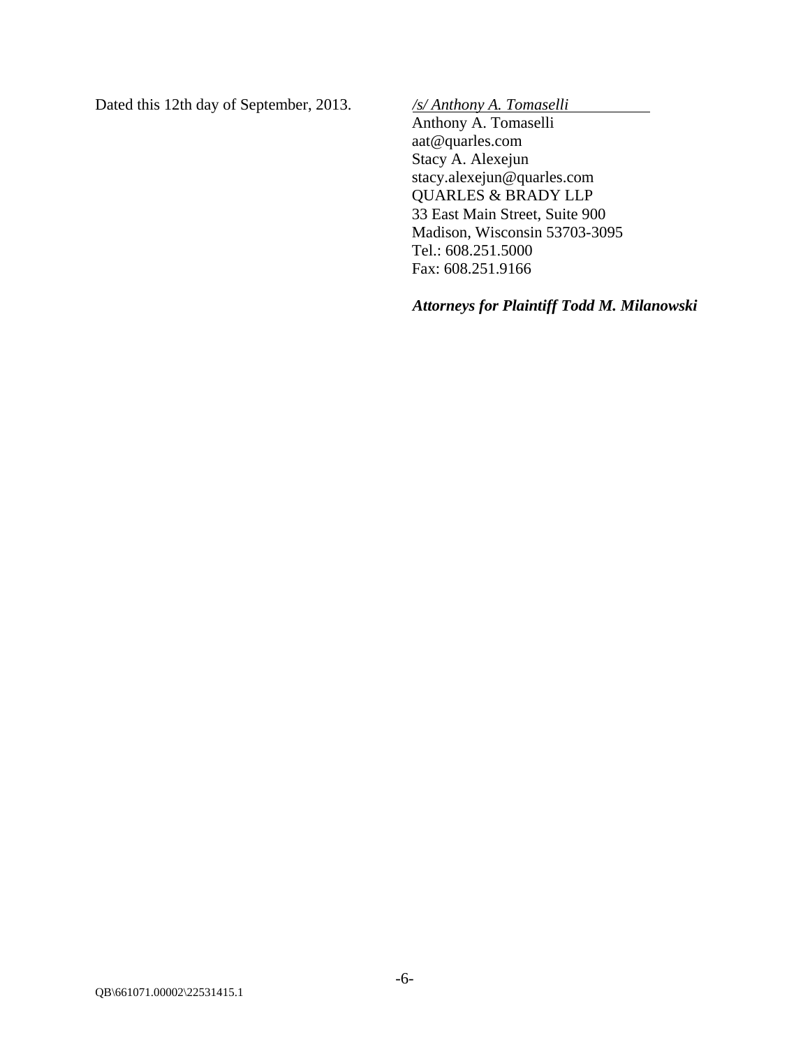Dated this 12th day of September, 2013.

*/s/ Anthony A. Tomaselli*

Anthony A. Tomaselli
aat@quarles.com
Stacy A. Alexejun
stacy.alexejun@quarles.com
QUARLES & BRADY LLP
33 East Main Street, Suite 900
Madison, Wisconsin 53703-3095
Tel.: 608.251.5000
Fax: 608.251.9166

***Attorneys for Plaintiff Todd M. Milanowski***

QB\661071.00002\22531415.1